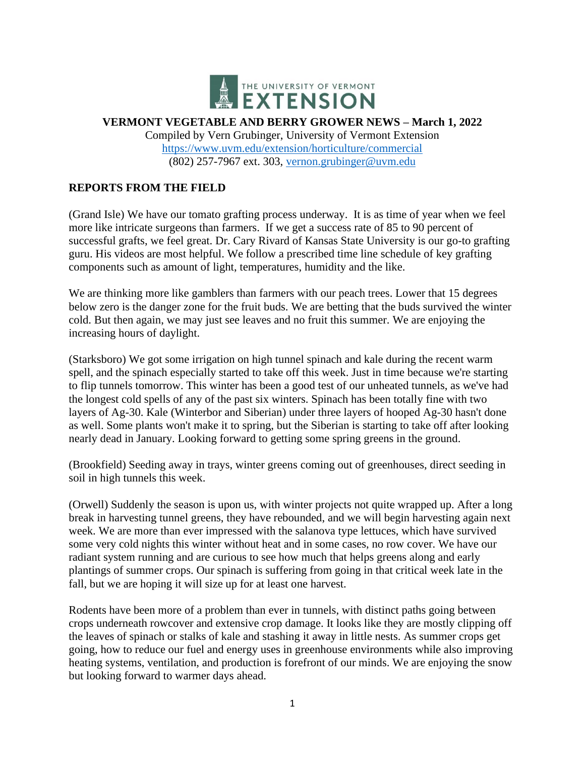**VERMONT VEGETABLE AND BERRY GROWER NEWS – March 1, 2022**

Compiled by Vern Grubinger, University of Vermont Extension
https://www.uvm.edu/extension/horticulture/commercial
(802) 257-7967 ext. 303, vernon.grubinger@uvm.edu

## REPORTS FROM THE FIELD

(Grand Isle) We have our tomato grafting process underway. It is as time of year when we feel more like intricate surgeons than farmers. If we get a success rate of 85 to 90 percent of successful grafts, we feel great. Dr. Cary Rivard of Kansas State University is our go-to grafting guru. His videos are most helpful. We follow a prescribed time line schedule of key grafting components such as amount of light, temperatures, humidity and the like.

We are thinking more like gamblers than farmers with our peach trees. Lower that 15 degrees below zero is the danger zone for the fruit buds. We are betting that the buds survived the winter cold. But then again, we may just see leaves and no fruit this summer. We are enjoying the increasing hours of daylight.

(Starksboro) We got some irrigation on high tunnel spinach and kale during the recent warm spell, and the spinach especially started to take off this week. Just in time because we're starting to flip tunnels tomorrow. This winter has been a good test of our unheated tunnels, as we've had the longest cold spells of any of the past six winters. Spinach has been totally fine with two layers of Ag-30. Kale (Winterbor and Siberian) under three layers of hooped Ag-30 hasn't done as well. Some plants won't make it to spring, but the Siberian is starting to take off after looking nearly dead in January. Looking forward to getting some spring greens in the ground.

(Brookfield) Seeding away in trays, winter greens coming out of greenhouses, direct seeding in soil in high tunnels this week.

(Orwell) Suddenly the season is upon us, with winter projects not quite wrapped up. After a long break in harvesting tunnel greens, they have rebounded, and we will begin harvesting again next week. We are more than ever impressed with the salanova type lettuces, which have survived some very cold nights this winter without heat and in some cases, no row cover. We have our radiant system running and are curious to see how much that helps greens along and early plantings of summer crops. Our spinach is suffering from going in that critical week late in the fall, but we are hoping it will size up for at least one harvest.

Rodents have been more of a problem than ever in tunnels, with distinct paths going between crops underneath rowcover and extensive crop damage. It looks like they are mostly clipping off the leaves of spinach or stalks of kale and stashing it away in little nests. As summer crops get going, how to reduce our fuel and energy uses in greenhouse environments while also improving heating systems, ventilation, and production is forefront of our minds. We are enjoying the snow but looking forward to warmer days ahead.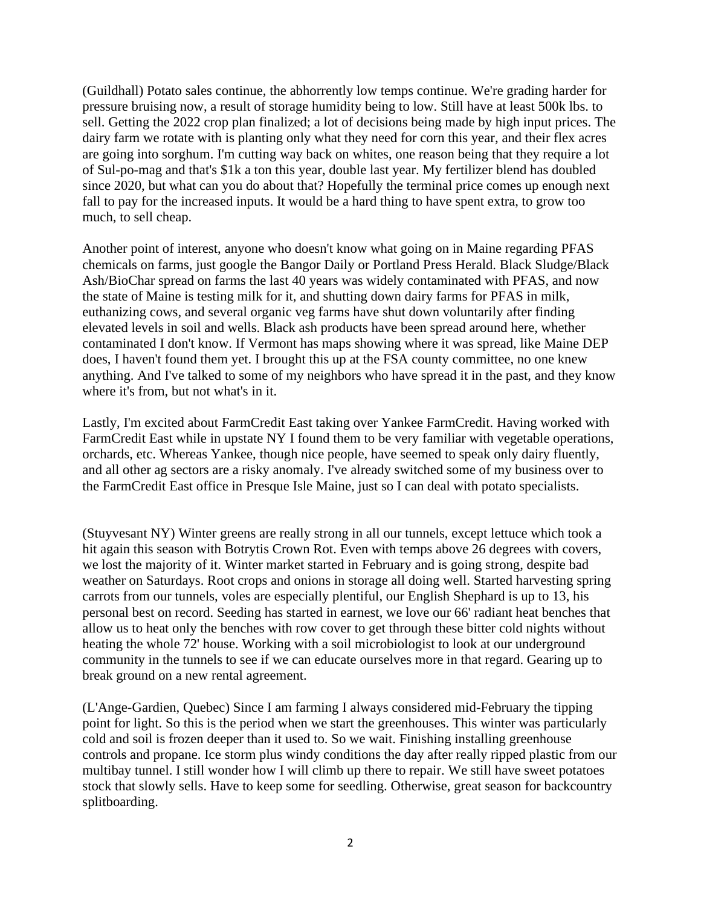(Guildhall) Potato sales continue, the abhorrently low temps continue. We're grading harder for pressure bruising now, a result of storage humidity being to low. Still have at least 500k lbs. to sell. Getting the 2022 crop plan finalized; a lot of decisions being made by high input prices. The dairy farm we rotate with is planting only what they need for corn this year, and their flex acres are going into sorghum. I'm cutting way back on whites, one reason being that they require a lot of Sul-po-mag and that's $1k a ton this year, double last year. My fertilizer blend has doubled since 2020, but what can you do about that? Hopefully the terminal price comes up enough next fall to pay for the increased inputs. It would be a hard thing to have spent extra, to grow too much, to sell cheap.

Another point of interest, anyone who doesn't know what going on in Maine regarding PFAS chemicals on farms, just google the Bangor Daily or Portland Press Herald. Black Sludge/Black Ash/BioChar spread on farms the last 40 years was widely contaminated with PFAS, and now the state of Maine is testing milk for it, and shutting down dairy farms for PFAS in milk, euthanizing cows, and several organic veg farms have shut down voluntarily after finding elevated levels in soil and wells. Black ash products have been spread around here, whether contaminated I don't know. If Vermont has maps showing where it was spread, like Maine DEP does, I haven't found them yet. I brought this up at the FSA county committee, no one knew anything. And I've talked to some of my neighbors who have spread it in the past, and they know where it's from, but not what's in it.

Lastly, I'm excited about FarmCredit East taking over Yankee FarmCredit. Having worked with FarmCredit East while in upstate NY I found them to be very familiar with vegetable operations, orchards, etc. Whereas Yankee, though nice people, have seemed to speak only dairy fluently, and all other ag sectors are a risky anomaly. I've already switched some of my business over to the FarmCredit East office in Presque Isle Maine, just so I can deal with potato specialists.

(Stuyvesant NY) Winter greens are really strong in all our tunnels, except lettuce which took a hit again this season with Botrytis Crown Rot. Even with temps above 26 degrees with covers, we lost the majority of it. Winter market started in February and is going strong, despite bad weather on Saturdays. Root crops and onions in storage all doing well. Started harvesting spring carrots from our tunnels, voles are especially plentiful, our English Shephard is up to 13, his personal best on record. Seeding has started in earnest, we love our 66' radiant heat benches that allow us to heat only the benches with row cover to get through these bitter cold nights without heating the whole 72' house. Working with a soil microbiologist to look at our underground community in the tunnels to see if we can educate ourselves more in that regard. Gearing up to break ground on a new rental agreement.

(L'Ange-Gardien, Quebec) Since I am farming I always considered mid-February the tipping point for light. So this is the period when we start the greenhouses. This winter was particularly cold and soil is frozen deeper than it used to. So we wait. Finishing installing greenhouse controls and propane. Ice storm plus windy conditions the day after really ripped plastic from our multibay tunnel. I still wonder how I will climb up there to repair. We still have sweet potatoes stock that slowly sells. Have to keep some for seedling. Otherwise, great season for backcountry splitboarding.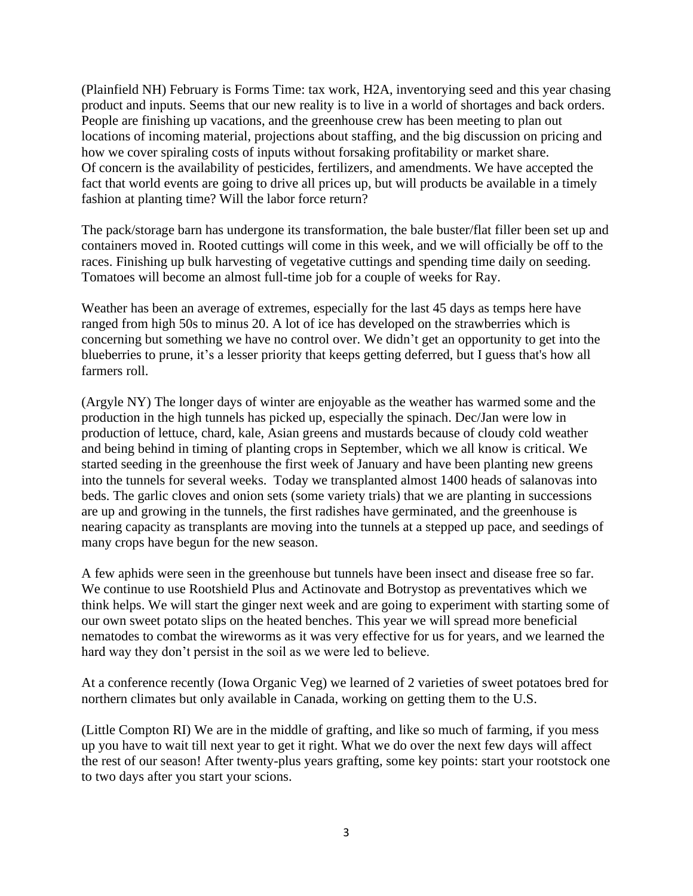(Plainfield NH) February is Forms Time: tax work, H2A, inventorying seed and this year chasing product and inputs. Seems that our new reality is to live in a world of shortages and back orders. People are finishing up vacations, and the greenhouse crew has been meeting to plan out locations of incoming material, projections about staffing, and the big discussion on pricing and how we cover spiraling costs of inputs without forsaking profitability or market share.
Of concern is the availability of pesticides, fertilizers, and amendments. We have accepted the fact that world events are going to drive all prices up, but will products be available in a timely fashion at planting time? Will the labor force return?

The pack/storage barn has undergone its transformation, the bale buster/flat filler been set up and containers moved in. Rooted cuttings will come in this week, and we will officially be off to the races. Finishing up bulk harvesting of vegetative cuttings and spending time daily on seeding. Tomatoes will become an almost full-time job for a couple of weeks for Ray.

Weather has been an average of extremes, especially for the last 45 days as temps here have ranged from high 50s to minus 20. A lot of ice has developed on the strawberries which is concerning but something we have no control over. We didn't get an opportunity to get into the blueberries to prune, it's a lesser priority that keeps getting deferred, but I guess that's how all farmers roll.

(Argyle NY) The longer days of winter are enjoyable as the weather has warmed some and the production in the high tunnels has picked up, especially the spinach. Dec/Jan were low in production of lettuce, chard, kale, Asian greens and mustards because of cloudy cold weather and being behind in timing of planting crops in September, which we all know is critical. We started seeding in the greenhouse the first week of January and have been planting new greens into the tunnels for several weeks. Today we transplanted almost 1400 heads of salanovas into beds. The garlic cloves and onion sets (some variety trials) that we are planting in successions are up and growing in the tunnels, the first radishes have germinated, and the greenhouse is nearing capacity as transplants are moving into the tunnels at a stepped up pace, and seedings of many crops have begun for the new season.

A few aphids were seen in the greenhouse but tunnels have been insect and disease free so far. We continue to use Rootshield Plus and Actinovate and Botrystop as preventatives which we think helps. We will start the ginger next week and are going to experiment with starting some of our own sweet potato slips on the heated benches. This year we will spread more beneficial nematodes to combat the wireworms as it was very effective for us for years, and we learned the hard way they don't persist in the soil as we were led to believe.

At a conference recently (Iowa Organic Veg) we learned of 2 varieties of sweet potatoes bred for northern climates but only available in Canada, working on getting them to the U.S.

(Little Compton RI) We are in the middle of grafting, and like so much of farming, if you mess up you have to wait till next year to get it right. What we do over the next few days will affect the rest of our season! After twenty-plus years grafting, some key points: start your rootstock one to two days after you start your scions.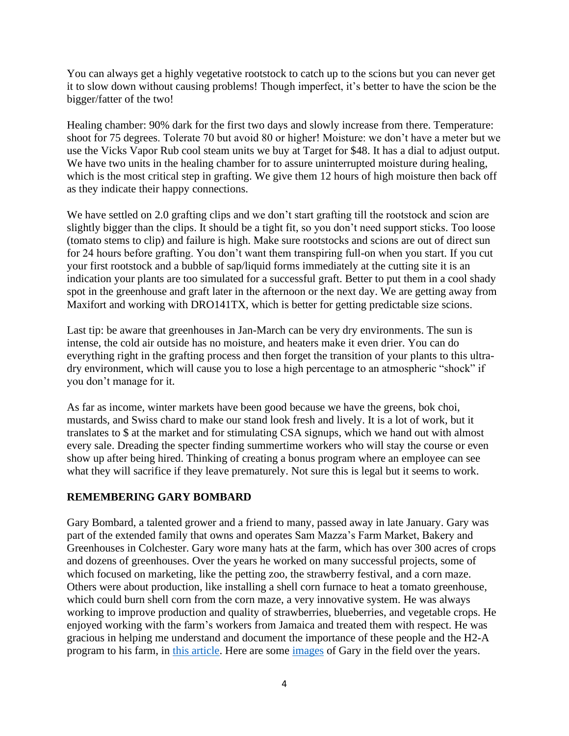You can always get a highly vegetative rootstock to catch up to the scions but you can never get it to slow down without causing problems! Though imperfect, it's better to have the scion be the bigger/fatter of the two!

Healing chamber: 90% dark for the first two days and slowly increase from there. Temperature: shoot for 75 degrees. Tolerate 70 but avoid 80 or higher! Moisture: we don't have a meter but we use the Vicks Vapor Rub cool steam units we buy at Target for $48. It has a dial to adjust output. We have two units in the healing chamber for to assure uninterrupted moisture during healing, which is the most critical step in grafting. We give them 12 hours of high moisture then back off as they indicate their happy connections.

We have settled on 2.0 grafting clips and we don't start grafting till the rootstock and scion are slightly bigger than the clips. It should be a tight fit, so you don't need support sticks. Too loose (tomato stems to clip) and failure is high. Make sure rootstocks and scions are out of direct sun for 24 hours before grafting. You don't want them transpiring full-on when you start. If you cut your first rootstock and a bubble of sap/liquid forms immediately at the cutting site it is an indication your plants are too simulated for a successful graft. Better to put them in a cool shady spot in the greenhouse and graft later in the afternoon or the next day. We are getting away from Maxifort and working with DRO141TX, which is better for getting predictable size scions.

Last tip: be aware that greenhouses in Jan-March can be very dry environments. The sun is intense, the cold air outside has no moisture, and heaters make it even drier. You can do everything right in the grafting process and then forget the transition of your plants to this ultra-dry environment, which will cause you to lose a high percentage to an atmospheric "shock" if you don't manage for it.

As far as income, winter markets have been good because we have the greens, bok choi, mustards, and Swiss chard to make our stand look fresh and lively. It is a lot of work, but it translates to $ at the market and for stimulating CSA signups, which we hand out with almost every sale. Dreading the specter finding summertime workers who will stay the course or even show up after being hired. Thinking of creating a bonus program where an employee can see what they will sacrifice if they leave prematurely. Not sure this is legal but it seems to work.

## REMEMBERING GARY BOMBARD

Gary Bombard, a talented grower and a friend to many, passed away in late January. Gary was part of the extended family that owns and operates Sam Mazza's Farm Market, Bakery and Greenhouses in Colchester. Gary wore many hats at the farm, which has over 300 acres of crops and dozens of greenhouses. Over the years he worked on many successful projects, some of which focused on marketing, like the petting zoo, the strawberry festival, and a corn maze. Others were about production, like installing a shell corn furnace to heat a tomato greenhouse, which could burn shell corn from the corn maze, a very innovative system. He was always working to improve production and quality of strawberries, blueberries, and vegetable crops. He enjoyed working with the farm's workers from Jamaica and treated them with respect. He was gracious in helping me understand and document the importance of these people and the H2-A program to his farm, in this article. Here are some images of Gary in the field over the years.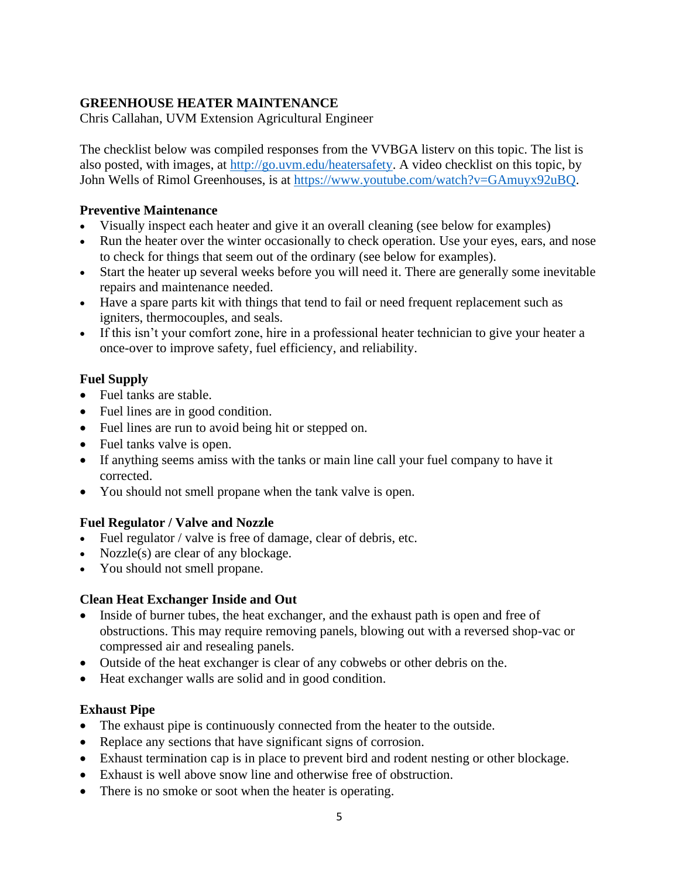# GREENHOUSE HEATER MAINTENANCE

Chris Callahan, UVM Extension Agricultural Engineer

The checklist below was compiled responses from the VVBGA listerv on this topic. The list is also posted, with images, at http://go.uvm.edu/heatersafety. A video checklist on this topic, by John Wells of Rimol Greenhouses, is at https://www.youtube.com/watch?v=GAmuyx92uBQ.

## Preventive Maintenance

- Visually inspect each heater and give it an overall cleaning (see below for examples)
- Run the heater over the winter occasionally to check operation. Use your eyes, ears, and nose to check for things that seem out of the ordinary (see below for examples).
- Start the heater up several weeks before you will need it. There are generally some inevitable repairs and maintenance needed.
- Have a spare parts kit with things that tend to fail or need frequent replacement such as igniters, thermocouples, and seals.
- If this isn't your comfort zone, hire in a professional heater technician to give your heater a once-over to improve safety, fuel efficiency, and reliability.

## Fuel Supply

- Fuel tanks are stable.
- Fuel lines are in good condition.
- Fuel lines are run to avoid being hit or stepped on.
- Fuel tanks valve is open.
- If anything seems amiss with the tanks or main line call your fuel company to have it corrected.
- You should not smell propane when the tank valve is open.

## Fuel Regulator / Valve and Nozzle

- Fuel regulator / valve is free of damage, clear of debris, etc.
- Nozzle(s) are clear of any blockage.
- You should not smell propane.

## Clean Heat Exchanger Inside and Out

- Inside of burner tubes, the heat exchanger, and the exhaust path is open and free of obstructions. This may require removing panels, blowing out with a reversed shop-vac or compressed air and resealing panels.
- Outside of the heat exchanger is clear of any cobwebs or other debris on the.
- Heat exchanger walls are solid and in good condition.

## Exhaust Pipe

- The exhaust pipe is continuously connected from the heater to the outside.
- Replace any sections that have significant signs of corrosion.
- Exhaust termination cap is in place to prevent bird and rodent nesting or other blockage.
- Exhaust is well above snow line and otherwise free of obstruction.
- There is no smoke or soot when the heater is operating.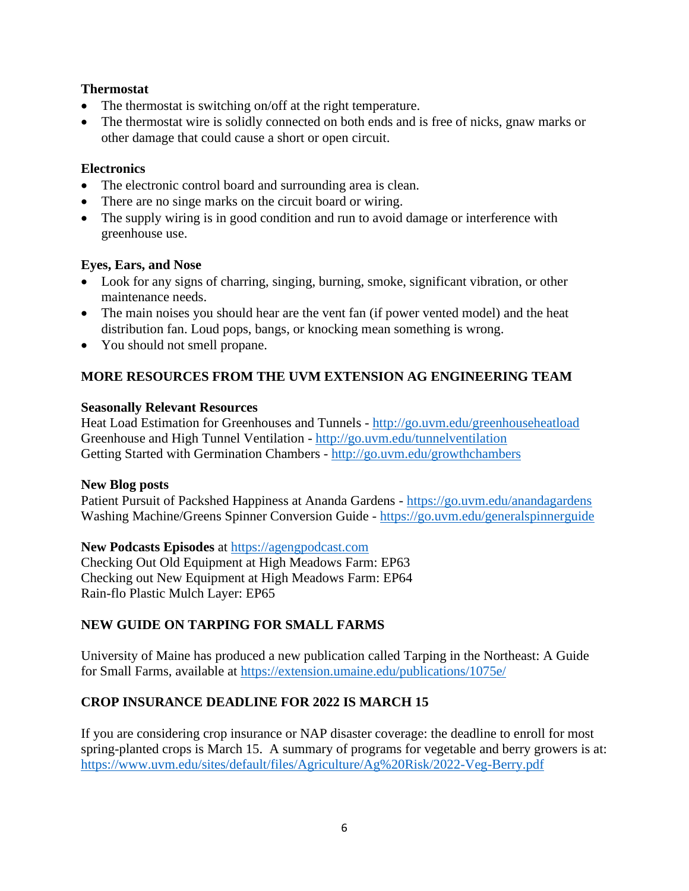**Thermostat**

- The thermostat is switching on/off at the right temperature.
- The thermostat wire is solidly connected on both ends and is free of nicks, gnaw marks or other damage that could cause a short or open circuit.

**Electronics**

- The electronic control board and surrounding area is clean.
- There are no singe marks on the circuit board or wiring.
- The supply wiring is in good condition and run to avoid damage or interference with greenhouse use.

**Eyes, Ears, and Nose**

- Look for any signs of charring, singing, burning, smoke, significant vibration, or other maintenance needs.
- The main noises you should hear are the vent fan (if power vented model) and the heat distribution fan. Loud pops, bangs, or knocking mean something is wrong.
- You should not smell propane.

## MORE RESOURCES FROM THE UVM EXTENSION AG ENGINEERING TEAM

**Seasonally Relevant Resources**

Heat Load Estimation for Greenhouses and Tunnels - http://go.uvm.edu/greenhouseheatload
Greenhouse and High Tunnel Ventilation - http://go.uvm.edu/tunnelventilation
Getting Started with Germination Chambers - http://go.uvm.edu/growthchambers

**New Blog posts**

Patient Pursuit of Packshed Happiness at Ananda Gardens - https://go.uvm.edu/anandagardens
Washing Machine/Greens Spinner Conversion Guide - https://go.uvm.edu/generalspinnerguide

**New Podcasts Episodes** at https://agengpodcast.com
Checking Out Old Equipment at High Meadows Farm: EP63
Checking out New Equipment at High Meadows Farm: EP64
Rain-flo Plastic Mulch Layer: EP65

## NEW GUIDE ON TARPING FOR SMALL FARMS

University of Maine has produced a new publication called Tarping in the Northeast: A Guide for Small Farms, available at https://extension.umaine.edu/publications/1075e/

## CROP INSURANCE DEADLINE FOR 2022 IS MARCH 15

If you are considering crop insurance or NAP disaster coverage: the deadline to enroll for most spring-planted crops is March 15. A summary of programs for vegetable and berry growers is at: https://www.uvm.edu/sites/default/files/Agriculture/Ag%20Risk/2022-Veg-Berry.pdf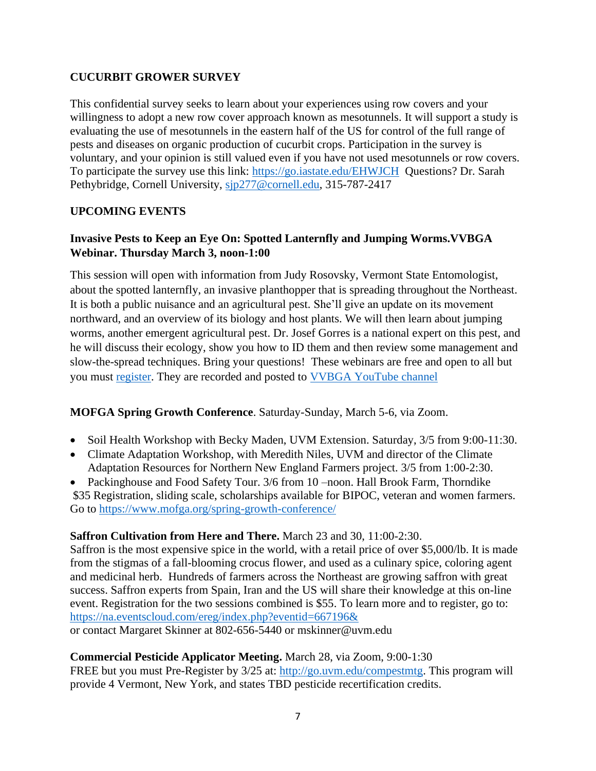**CUCURBIT GROWER SURVEY**

This confidential survey seeks to learn about your experiences using row covers and your willingness to adopt a new row cover approach known as mesotunnels. It will support a study is evaluating the use of mesotunnels in the eastern half of the US for control of the full range of pests and diseases on organic production of cucurbit crops. Participation in the survey is voluntary, and your opinion is still valued even if you have not used mesotunnels or row covers. To participate the survey use this link: https://go.iastate.edu/EHWJCH Questions? Dr. Sarah Pethybridge, Cornell University, sjp277@cornell.edu, 315-787-2417

**UPCOMING EVENTS**

**Invasive Pests to Keep an Eye On: Spotted Lanternfly and Jumping Worms.VVBGA Webinar. Thursday March 3, noon-1:00**

This session will open with information from Judy Rosovsky, Vermont State Entomologist, about the spotted lanternfly, an invasive planthopper that is spreading throughout the Northeast. It is both a public nuisance and an agricultural pest. She'll give an update on its movement northward, and an overview of its biology and host plants. We will then learn about jumping worms, another emergent agricultural pest. Dr. Josef Gorres is a national expert on this pest, and he will discuss their ecology, show you how to ID them and then review some management and slow-the-spread techniques. Bring your questions! These webinars are free and open to all but you must register. They are recorded and posted to VVBGA YouTube channel

**MOFGA Spring Growth Conference**. Saturday-Sunday, March 5-6, via Zoom.

- Soil Health Workshop with Becky Maden, UVM Extension. Saturday, 3/5 from 9:00-11:30.
- Climate Adaptation Workshop, with Meredith Niles, UVM and director of the Climate Adaptation Resources for Northern New England Farmers project. 3/5 from 1:00-2:30.
- Packinghouse and Food Safety Tour. 3/6 from 10 –noon. Hall Brook Farm, Thorndike

$35 Registration, sliding scale, scholarships available for BIPOC, veteran and women farmers. Go to https://www.mofga.org/spring-growth-conference/

**Saffron Cultivation from Here and There.** March 23 and 30, 11:00-2:30.
Saffron is the most expensive spice in the world, with a retail price of over $5,000/lb. It is made from the stigmas of a fall-blooming crocus flower, and used as a culinary spice, coloring agent and medicinal herb. Hundreds of farmers across the Northeast are growing saffron with great success. Saffron experts from Spain, Iran and the US will share their knowledge at this on-line event. Registration for the two sessions combined is $55. To learn more and to register, go to: https://na.eventscloud.com/ereg/index.php?eventid=667196&
or contact Margaret Skinner at 802-656-5440 or mskinner@uvm.edu

**Commercial Pesticide Applicator Meeting.** March 28, via Zoom, 9:00-1:30
FREE but you must Pre-Register by 3/25 at: http://go.uvm.edu/compestmtg. This program will provide 4 Vermont, New York, and states TBD pesticide recertification credits.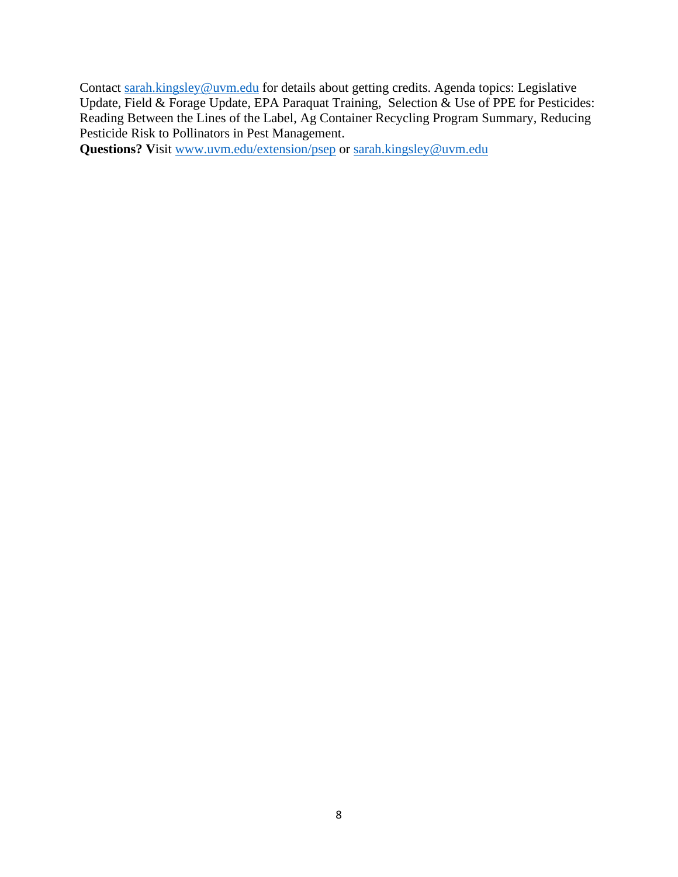Contact sarah.kingsley@uvm.edu for details about getting credits. Agenda topics: Legislative Update, Field & Forage Update, EPA Paraquat Training, Selection & Use of PPE for Pesticides: Reading Between the Lines of the Label, Ag Container Recycling Program Summary, Reducing Pesticide Risk to Pollinators in Pest Management.

**Questions? V**isit www.uvm.edu/extension/psep or sarah.kingsley@uvm.edu